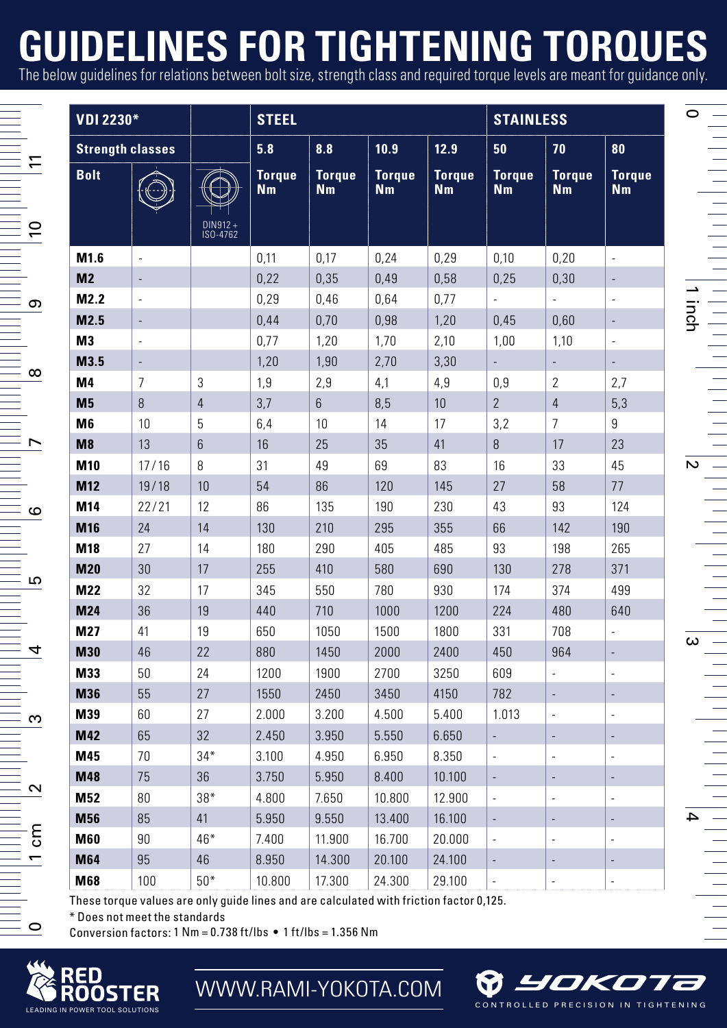# GUIDELINES FOR TIGHTENING TORQUES

The below guidelines for relations between bolt size, strength class and required torque levels are meant for guidance only.

| VDI 2230* | | | STEEL | | | | STAINLESS | | |
|---|---|---|---|---|---|---|---|---|---|
| Strength classes | | | 5.8 | 8.8 | 10.9 | 12.9 | 50 | 70 | 80 |
| Bolt | | DIN912 + ISO-4762 | Torque Nm | Torque Nm | Torque Nm | Torque Nm | Torque Nm | Torque Nm | Torque Nm |
| M1.6 | - | | 0,11 | 0,17 | 0,24 | 0,29 | 0,10 | 0,20 | - |
| M2 | - | | 0,22 | 0,35 | 0,49 | 0,58 | 0,25 | 0,30 | - |
| M2.2 | - | | 0,29 | 0,46 | 0,64 | 0,77 | - | - | - |
| M2.5 | - | | 0,44 | 0,70 | 0,98 | 1,20 | 0,45 | 0,60 | - |
| M3 | - | | 0,77 | 1,20 | 1,70 | 2,10 | 1,00 | 1,10 | - |
| M3.5 | - | | 1,20 | 1,90 | 2,70 | 3,30 | - | - | - |
| M4 | 7 | 3 | 1,9 | 2,9 | 4,1 | 4,9 | 0,9 | 2 | 2,7 |
| M5 | 8 | 4 | 3,7 | 6 | 8,5 | 10 | 2 | 4 | 5,3 |
| M6 | 10 | 5 | 6,4 | 10 | 14 | 17 | 3,2 | 7 | 9 |
| M8 | 13 | 6 | 16 | 25 | 35 | 41 | 8 | 17 | 23 |
| M10 | 17/16 | 8 | 31 | 49 | 69 | 83 | 16 | 33 | 45 |
| M12 | 19/18 | 10 | 54 | 86 | 120 | 145 | 27 | 58 | 77 |
| M14 | 22/21 | 12 | 86 | 135 | 190 | 230 | 43 | 93 | 124 |
| M16 | 24 | 14 | 130 | 210 | 295 | 355 | 66 | 142 | 190 |
| M18 | 27 | 14 | 180 | 290 | 405 | 485 | 93 | 198 | 265 |
| M20 | 30 | 17 | 255 | 410 | 580 | 690 | 130 | 278 | 371 |
| M22 | 32 | 17 | 345 | 550 | 780 | 930 | 174 | 374 | 499 |
| M24 | 36 | 19 | 440 | 710 | 1000 | 1200 | 224 | 480 | 640 |
| M27 | 41 | 19 | 650 | 1050 | 1500 | 1800 | 331 | 708 | - |
| M30 | 46 | 22 | 880 | 1450 | 2000 | 2400 | 450 | 964 | - |
| M33 | 50 | 24 | 1200 | 1900 | 2700 | 3250 | 609 | - | - |
| M36 | 55 | 27 | 1550 | 2450 | 3450 | 4150 | 782 | - | - |
| M39 | 60 | 27 | 2.000 | 3.200 | 4.500 | 5.400 | 1.013 | - | - |
| M42 | 65 | 32 | 2.450 | 3.950 | 5.550 | 6.650 | - | - | - |
| M45 | 70 | 34* | 3.100 | 4.950 | 6.950 | 8.350 | - | - | - |
| M48 | 75 | 36 | 3.750 | 5.950 | 8.400 | 10.100 | - | - | - |
| M52 | 80 | 38* | 4.800 | 7.650 | 10.800 | 12.900 | - | - | - |
| M56 | 85 | 41 | 5.950 | 9.550 | 13.400 | 16.100 | - | - | - |
| M60 | 90 | 46* | 7.400 | 11.900 | 16.700 | 20.000 | - | - | - |
| M64 | 95 | 46 | 8.950 | 14.300 | 20.100 | 24.100 | - | - | - |
| M68 | 100 | 50* | 10.800 | 17.300 | 24.300 | 29.100 | - | - | - |

These torque values are only guide lines and are calculated with friction factor 0,125.

* Does not meet the standards

Conversion factors: 1 Nm = 0.738 ft/lbs • 1 ft/lbs = 1.356 Nm

RED ROOSTER — LEADING IN POWER TOOL SOLUTIONS

WWW.RAMI-YOKOTA.COM

YOKOTA — CONTROLLED PRECISION IN TIGHTENING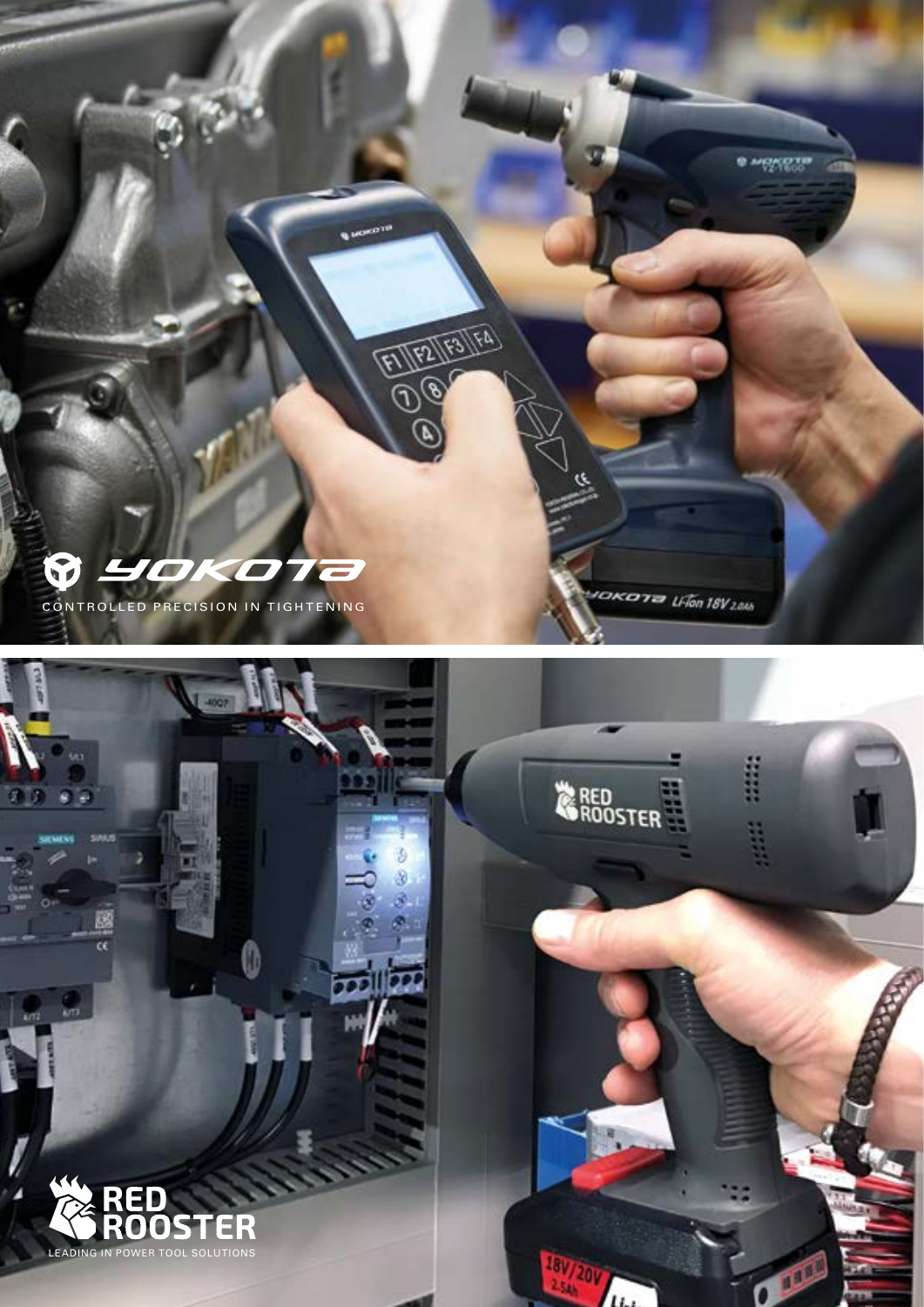YOKOTA

CONTROLLED PRECISION IN TIGHTENING

RED ROOSTER

LEADING IN POWER TOOL SOLUTIONS